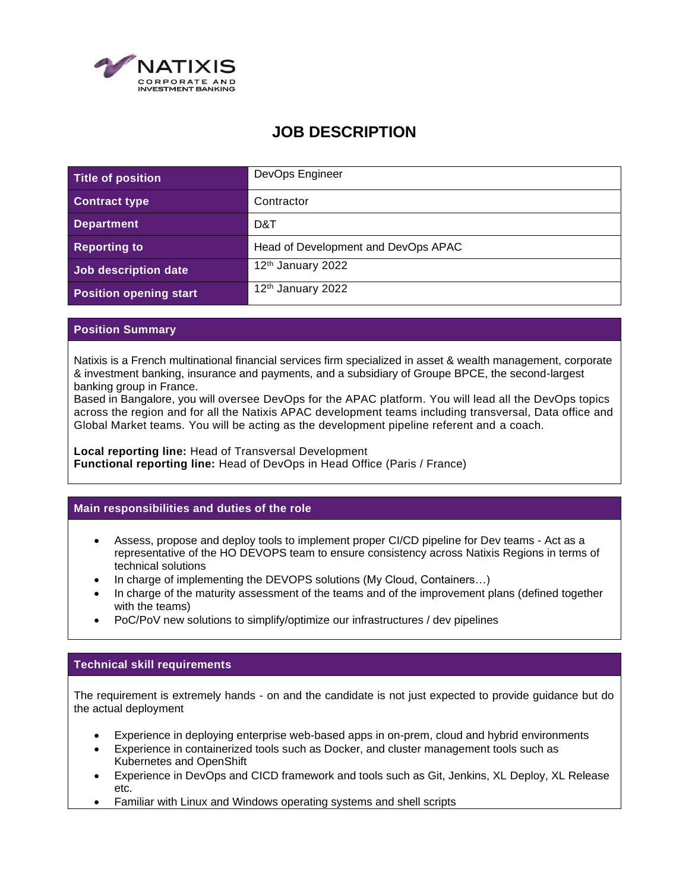NATIXIS
CORPORATE AND INVESTMENT BANKING

# JOB DESCRIPTION

| Title of position | DevOps Engineer |
|---|---|
| Contract type | Contractor |
| Department | D&T |
| Reporting to | Head of Development and DevOps APAC |
| Job description date | 12th January 2022 |
| Position opening start | 12th January 2022 |

## Position Summary

Natixis is a French multinational financial services firm specialized in asset & wealth management, corporate & investment banking, insurance and payments, and a subsidiary of Groupe BPCE, the second-largest banking group in France.
Based in Bangalore, you will oversee DevOps for the APAC platform. You will lead all the DevOps topics across the region and for all the Natixis APAC development teams including transversal, Data office and Global Market teams. You will be acting as the development pipeline referent and a coach.

**Local reporting line:** Head of Transversal Development
**Functional reporting line:** Head of DevOps in Head Office (Paris / France)

## Main responsibilities and duties of the role

- Assess, propose and deploy tools to implement proper CI/CD pipeline for Dev teams - Act as a representative of the HO DEVOPS team to ensure consistency across Natixis Regions in terms of technical solutions
- In charge of implementing the DEVOPS solutions (My Cloud, Containers…)
- In charge of the maturity assessment of the teams and of the improvement plans (defined together with the teams)
- PoC/PoV new solutions to simplify/optimize our infrastructures / dev pipelines

## Technical skill requirements

The requirement is extremely hands - on and the candidate is not just expected to provide guidance but do the actual deployment

- Experience in deploying enterprise web-based apps in on-prem, cloud and hybrid environments
- Experience in containerized tools such as Docker, and cluster management tools such as Kubernetes and OpenShift
- Experience in DevOps and CICD framework and tools such as Git, Jenkins, XL Deploy, XL Release etc.
- Familiar with Linux and Windows operating systems and shell scripts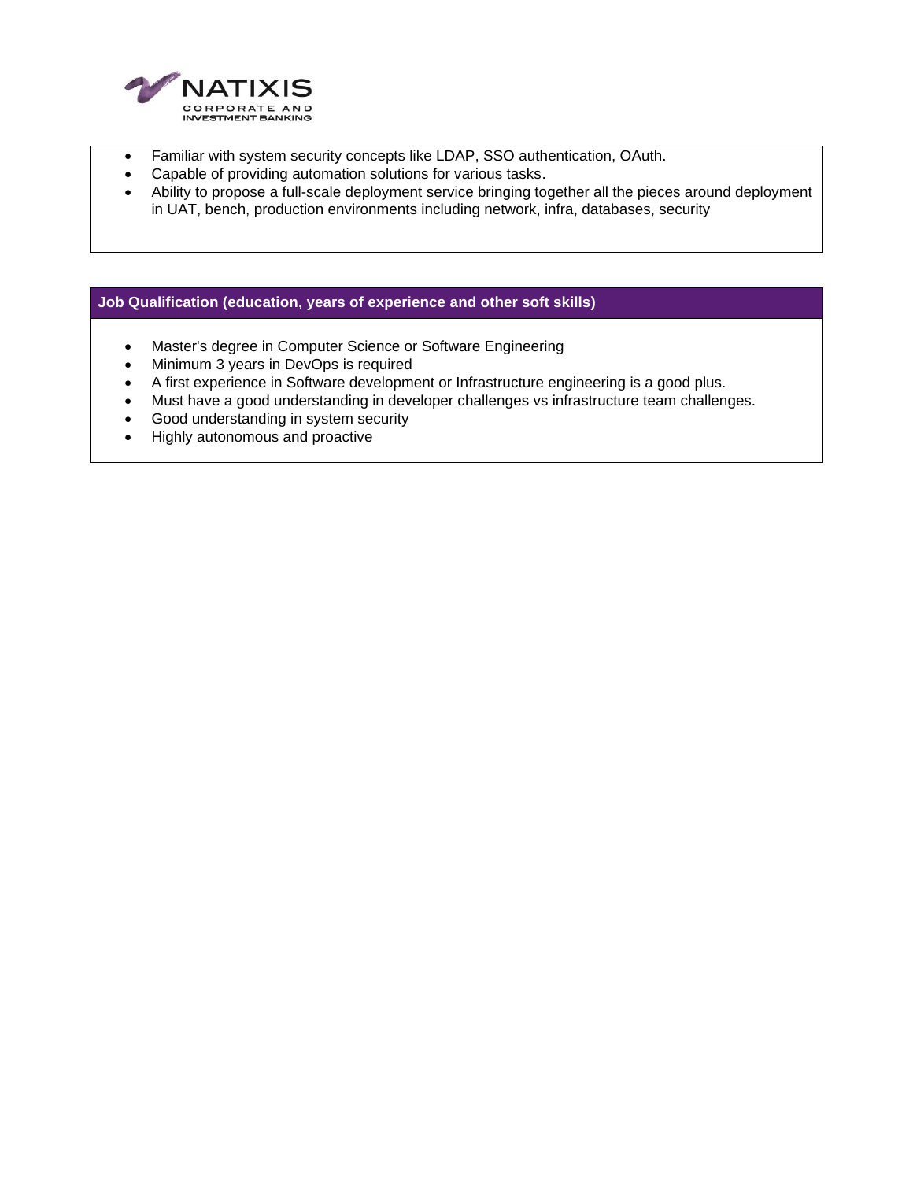- Familiar with system security concepts like LDAP, SSO authentication, OAuth.
- Capable of providing automation solutions for various tasks.
- Ability to propose a full-scale deployment service bringing together all the pieces around deployment in UAT, bench, production environments including network, infra, databases, security

## Job Qualification (education, years of experience and other soft skills)

- Master's degree in Computer Science or Software Engineering
- Minimum 3 years in DevOps is required
- A first experience in Software development or Infrastructure engineering is a good plus.
- Must have a good understanding in developer challenges vs infrastructure team challenges.
- Good understanding in system security
- Highly autonomous and proactive